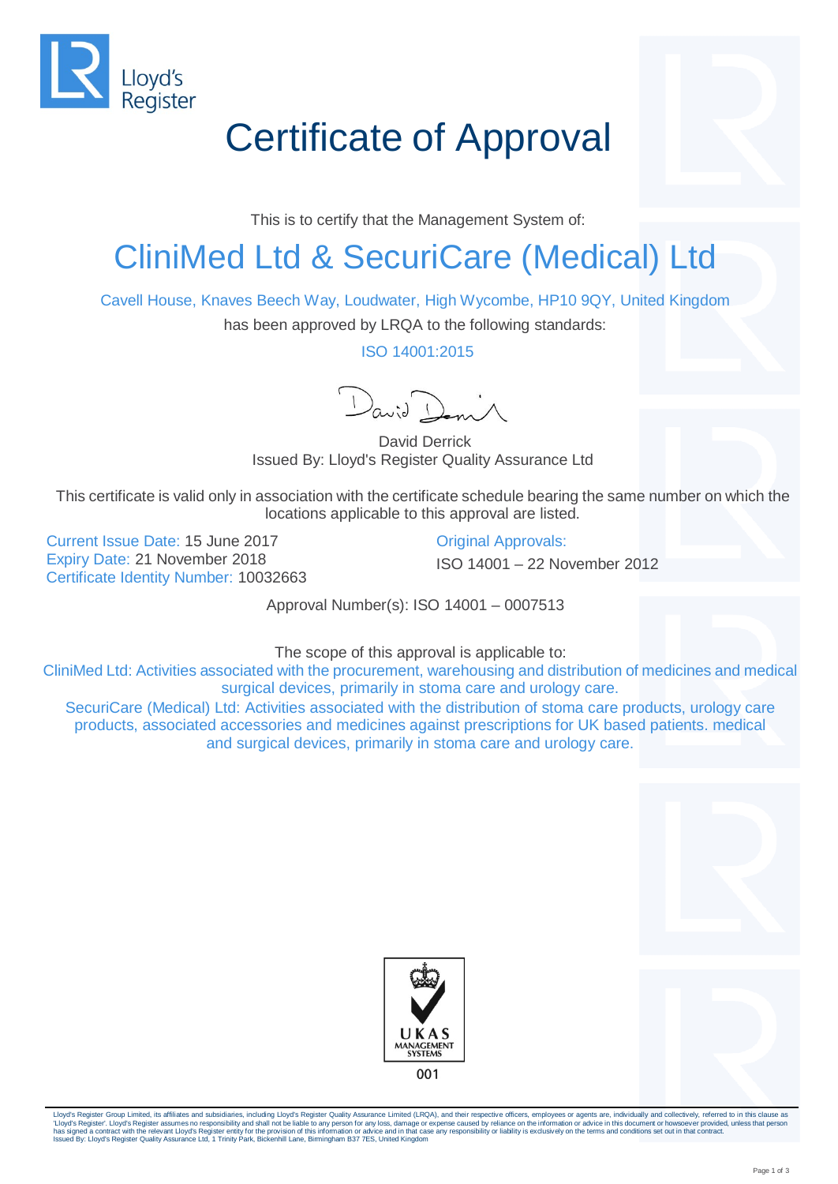Lloyd's Register

# Certificate of Approval

This is to certify that the Management System of:

## CliniMed Ltd & SecuriCare (Medical) Ltd

Cavell House, Knaves Beech Way, Loudwater, High Wycombe, HP10 9QY, United Kingdom

has been approved by LRQA to the following standards:

ISO 14001:2015

David Derrick
Issued By: Lloyd's Register Quality Assurance Ltd

This certificate is valid only in association with the certificate schedule bearing the same number on which the locations applicable to this approval are listed.

Current Issue Date: 15 June 2017
Expiry Date: 21 November 2018
Certificate Identity Number: 10032663

Original Approvals:
ISO 14001 – 22 November 2012

Approval Number(s): ISO 14001 – 0007513

The scope of this approval is applicable to:

CliniMed Ltd: Activities associated with the procurement, warehousing and distribution of medicines and medical surgical devices, primarily in stoma care and urology care.

SecuriCare (Medical) Ltd: Activities associated with the distribution of stoma care products, urology care products, associated accessories and medicines against prescriptions for UK based patients. medical and surgical devices, primarily in stoma care and urology care.

UKAS MANAGEMENT SYSTEMS
001

Lloyd's Register Group Limited, its affiliates and subsidiaries, including Lloyd's Register Quality Assurance Limited (LRQA), and their respective officers, employees or agents are, individually and collectively, referred to in this clause as 'Lloyd's Register'. Lloyd's Register assumes no responsibility and shall not be liable to any person for any loss, damage or expense caused by reliance on the information or advice in this document or howsoever provided, unless that person has signed a contract with the relevant Lloyd's Register entity for the provision of this information or advice and in that case any responsibility or liability is exclusively on the terms and conditions set out in that contract.
Issued By: Lloyd's Register Quality Assurance Ltd, 1 Trinity Park, Bickenhill Lane, Birmingham B37 7ES, United Kingdom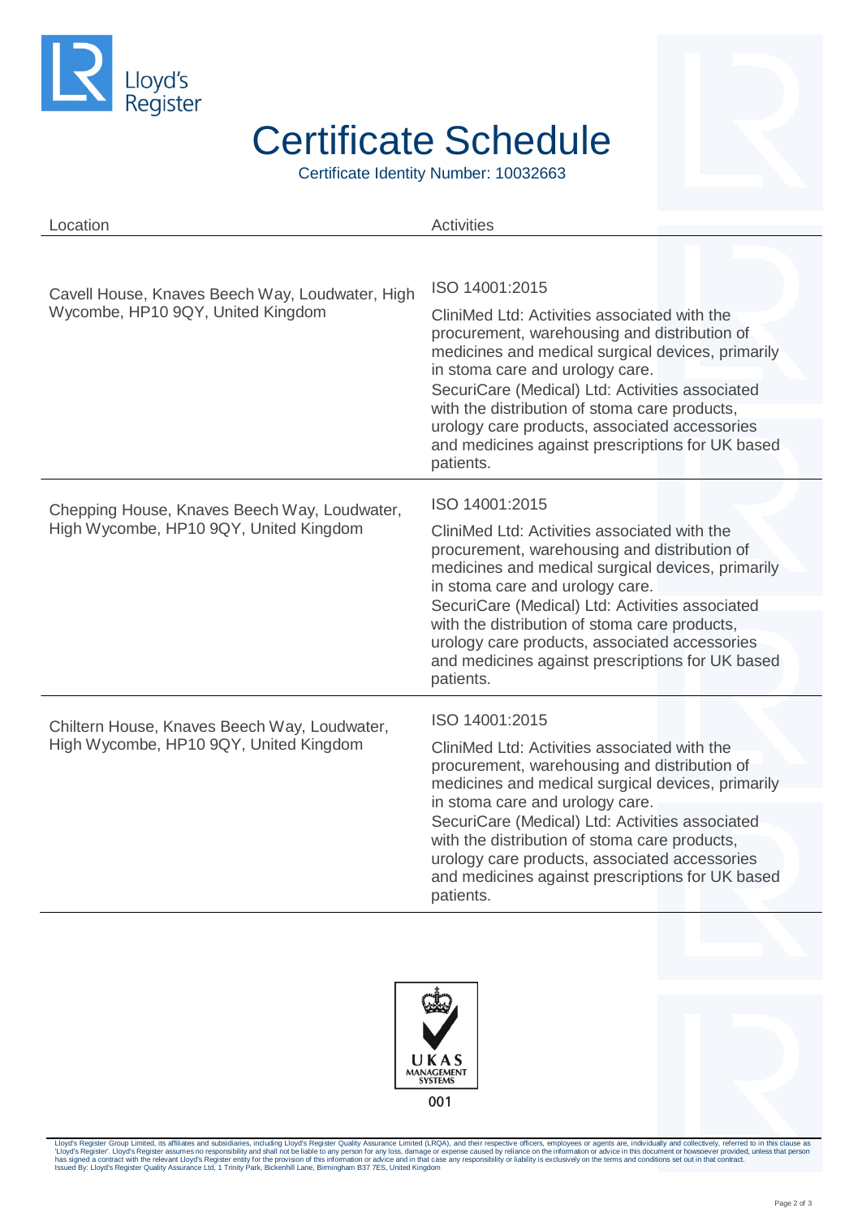# Certificate Schedule

Certificate Identity Number: 10032663

| Location | Activities |
|---|---|
| Cavell House, Knaves Beech Way, Loudwater, High Wycombe, HP10 9QY, United Kingdom | ISO 14001:2015<br>CliniMed Ltd: Activities associated with the procurement, warehousing and distribution of medicines and medical surgical devices, primarily in stoma care and urology care.<br>SecuriCare (Medical) Ltd: Activities associated with the distribution of stoma care products, urology care products, associated accessories and medicines against prescriptions for UK based patients. |
| Chepping House, Knaves Beech Way, Loudwater, High Wycombe, HP10 9QY, United Kingdom | ISO 14001:2015<br>CliniMed Ltd: Activities associated with the procurement, warehousing and distribution of medicines and medical surgical devices, primarily in stoma care and urology care.<br>SecuriCare (Medical) Ltd: Activities associated with the distribution of stoma care products, urology care products, associated accessories and medicines against prescriptions for UK based patients. |
| Chiltern House, Knaves Beech Way, Loudwater, High Wycombe, HP10 9QY, United Kingdom | ISO 14001:2015<br>CliniMed Ltd: Activities associated with the procurement, warehousing and distribution of medicines and medical surgical devices, primarily in stoma care and urology care.<br>SecuriCare (Medical) Ltd: Activities associated with the distribution of stoma care products, urology care products, associated accessories and medicines against prescriptions for UK based patients. |

UKAS MANAGEMENT SYSTEMS

001

Lloyd's Register Group Limited, its affiliates and subsidiaries, including Lloyd's Register Quality Assurance Limited (LRQA), and their respective officers, employees or agents are, individually and collectively, referred to in this clause as 'Lloyd's Register'. Lloyd's Register assumes no responsibility and shall not be liable to any person for any loss, damage or expense caused by reliance on the information or advice in this document or howsoever provided, unless that person has signed a contract with the relevant Lloyd's Register entity for the provision of this information or advice and in that case any responsibility or liability is exclusively on the terms and conditions set out in that contract.
Issued By: Lloyd's Register Quality Assurance Ltd, 1 Trinity Park, Bickenhill Lane, Birmingham B37 7ES, United Kingdom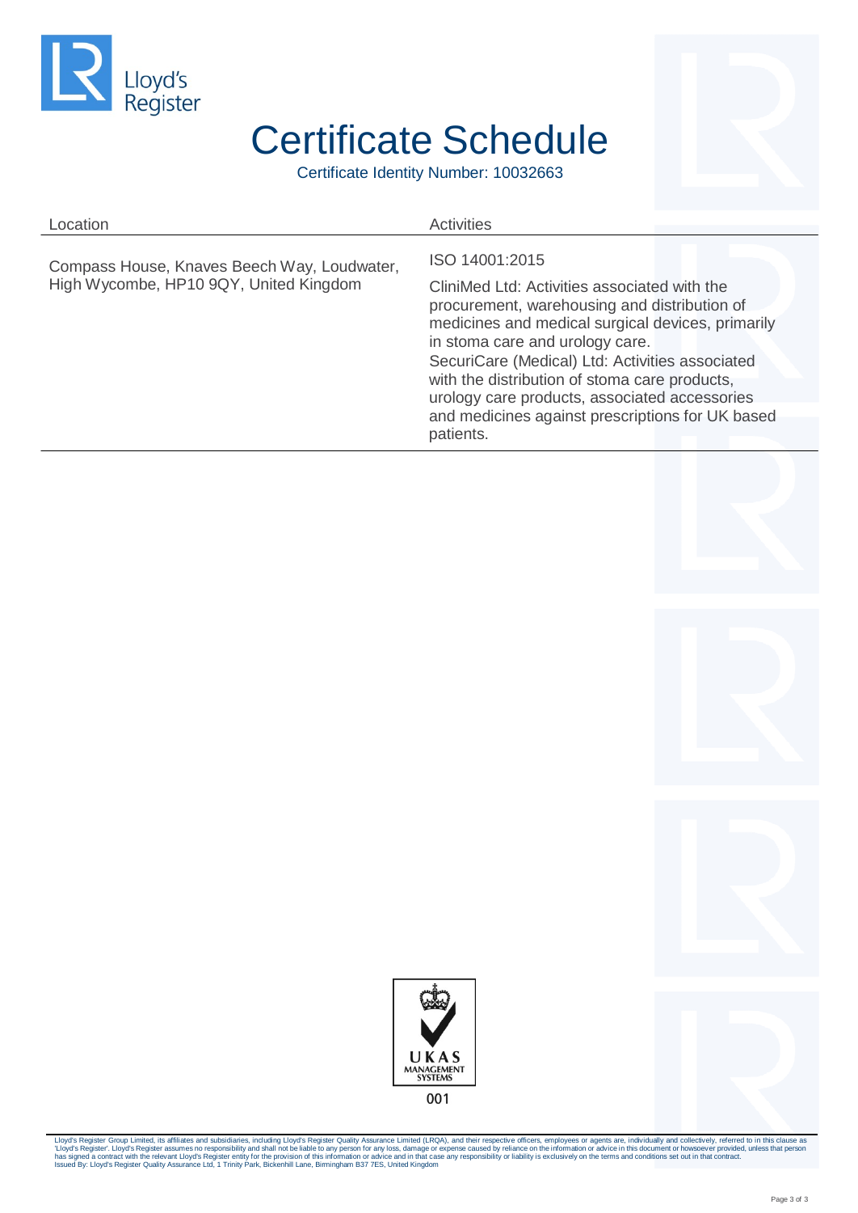Lloyd's Register

# Certificate Schedule

Certificate Identity Number: 10032663

| Location | Activities |
| --- | --- |
| Compass House, Knaves Beech Way, Loudwater, High Wycombe, HP10 9QY, United Kingdom | ISO 14001:2015<br><br>CliniMed Ltd: Activities associated with the procurement, warehousing and distribution of medicines and medical surgical devices, primarily in stoma care and urology care.<br>SecuriCare (Medical) Ltd: Activities associated with the distribution of stoma care products, urology care products, associated accessories and medicines against prescriptions for UK based patients. |

UKAS MANAGEMENT SYSTEMS

001

Lloyd's Register Group Limited, its affiliates and subsidiaries, including Lloyd's Register Quality Assurance Limited (LRQA), and their respective officers, employees or agents are, individually and collectively, referred to in this clause as 'Lloyd's Register'. Lloyd's Register assumes no responsibility and shall not be liable to any person for any loss, damage or expense caused by reliance on the information or advice in this document or howsoever provided, unless that person has signed a contract with the relevant Lloyd's Register entity for the provision of this information or advice and in that case any responsibility or liability is exclusively on the terms and conditions set out in that contract.
Issued By: Lloyd's Register Quality Assurance Ltd, 1 Trinity Park, Bickenhill Lane, Birmingham B37 7ES, United Kingdom